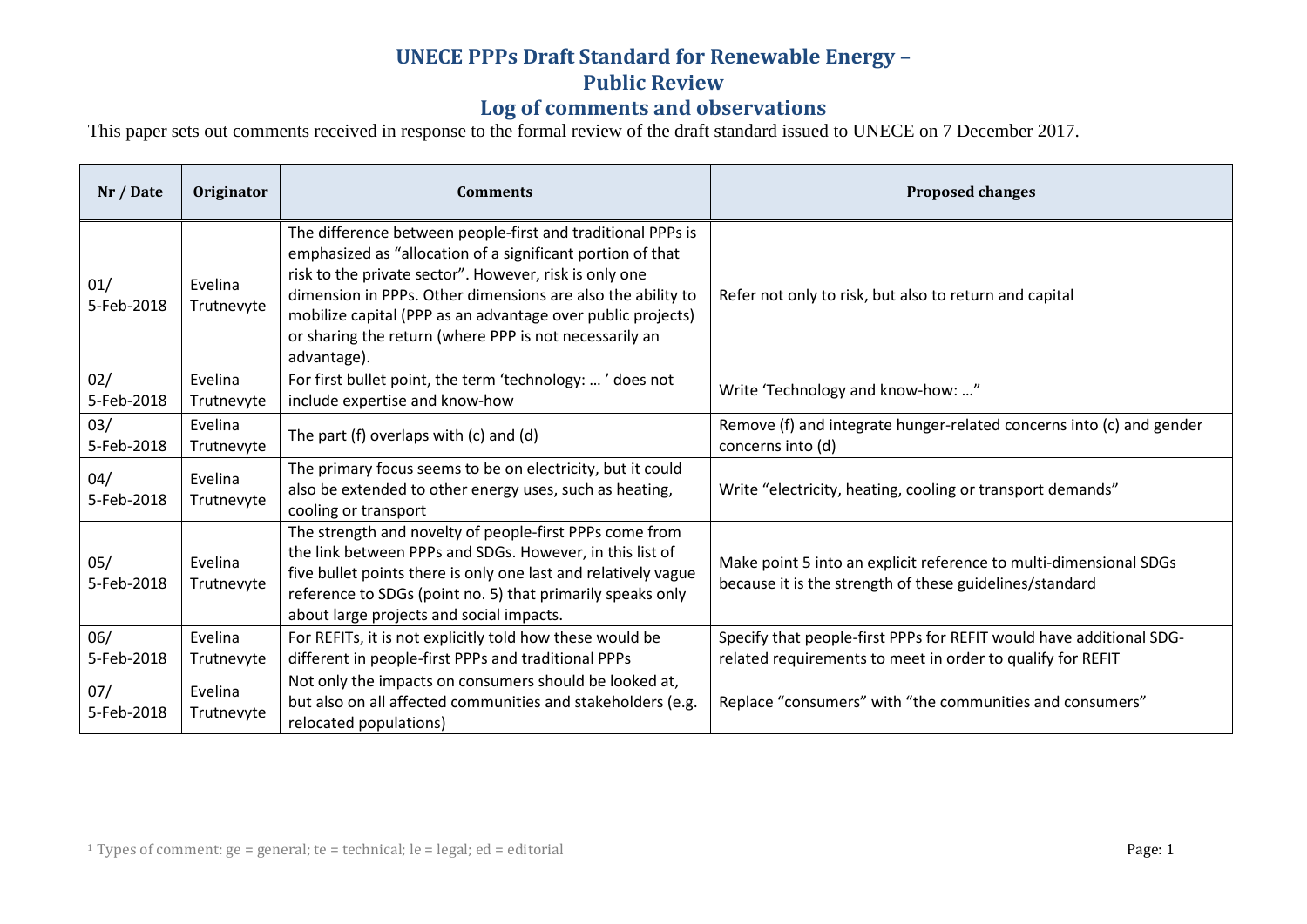# UNECE PPPs Draft Standard for Renewable Energy – Public Review

## Log of comments and observations

This paper sets out comments received in response to the formal review of the draft standard issued to UNECE on 7 December 2017.

| Nr / Date | Originator | Comments | Proposed changes |
|---|---|---|---|
| 01/ 5-Feb-2018 | Evelina Trutnevyte | The difference between people-first and traditional PPPs is emphasized as "allocation of a significant portion of that risk to the private sector". However, risk is only one dimension in PPPs. Other dimensions are also the ability to mobilize capital (PPP as an advantage over public projects) or sharing the return (where PPP is not necessarily an advantage). | Refer not only to risk, but also to return and capital |
| 02/ 5-Feb-2018 | Evelina Trutnevyte | For first bullet point, the term 'technology: … ' does not include expertise and know-how | Write 'Technology and know-how: …" |
| 03/ 5-Feb-2018 | Evelina Trutnevyte | The part (f) overlaps with (c) and (d) | Remove (f) and integrate hunger-related concerns into (c) and gender concerns into (d) |
| 04/ 5-Feb-2018 | Evelina Trutnevyte | The primary focus seems to be on electricity, but it could also be extended to other energy uses, such as heating, cooling or transport | Write "electricity, heating, cooling or transport demands" |
| 05/ 5-Feb-2018 | Evelina Trutnevyte | The strength and novelty of people-first PPPs come from the link between PPPs and SDGs. However, in this list of five bullet points there is only one last and relatively vague reference to SDGs (point no. 5) that primarily speaks only about large projects and social impacts. | Make point 5 into an explicit reference to multi-dimensional SDGs because it is the strength of these guidelines/standard |
| 06/ 5-Feb-2018 | Evelina Trutnevyte | For REFITs, it is not explicitly told how these would be different in people-first PPPs and traditional PPPs | Specify that people-first PPPs for REFIT would have additional SDG-related requirements to meet in order to qualify for REFIT |
| 07/ 5-Feb-2018 | Evelina Trutnevyte | Not only the impacts on consumers should be looked at, but also on all affected communities and stakeholders (e.g. relocated populations) | Replace "consumers" with "the communities and consumers" |

[1] Types of comment: ge = general; te = technical; le = legal; ed = editorial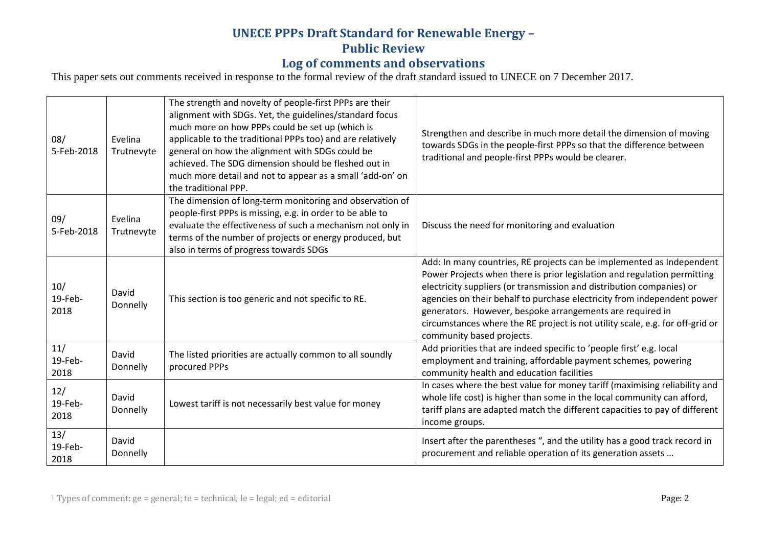# UNECE PPPs Draft Standard for Renewable Energy – Public Review

# Log of comments and observations

This paper sets out comments received in response to the formal review of the draft standard issued to UNECE on 7 December 2017.

| | | | |
|---|---|---|---|
| 08/ 5-Feb-2018 | Evelina Trutnevyte | The strength and novelty of people-first PPPs are their alignment with SDGs. Yet, the guidelines/standard focus much more on how PPPs could be set up (which is applicable to the traditional PPPs too) and are relatively general on how the alignment with SDGs could be achieved. The SDG dimension should be fleshed out in much more detail and not to appear as a small 'add-on' on the traditional PPP. | Strengthen and describe in much more detail the dimension of moving towards SDGs in the people-first PPPs so that the difference between traditional and people-first PPPs would be clearer. |
| 09/ 5-Feb-2018 | Evelina Trutnevyte | The dimension of long-term monitoring and observation of people-first PPPs is missing, e.g. in order to be able to evaluate the effectiveness of such a mechanism not only in terms of the number of projects or energy produced, but also in terms of progress towards SDGs | Discuss the need for monitoring and evaluation |
| 10/ 19-Feb-2018 | David Donnelly | This section is too generic and not specific to RE. | Add: In many countries, RE projects can be implemented as Independent Power Projects when there is prior legislation and regulation permitting electricity suppliers (or transmission and distribution companies) or agencies on their behalf to purchase electricity from independent power generators. However, bespoke arrangements are required in circumstances where the RE project is not utility scale, e.g. for off-grid or community based projects. |
| 11/ 19-Feb-2018 | David Donnelly | The listed priorities are actually common to all soundly procured PPPs | Add priorities that are indeed specific to 'people first' e.g. local employment and training, affordable payment schemes, powering community health and education facilities |
| 12/ 19-Feb-2018 | David Donnelly | Lowest tariff is not necessarily best value for money | In cases where the best value for money tariff (maximising reliability and whole life cost) is higher than some in the local community can afford, tariff plans are adapted match the different capacities to pay of different income groups. |
| 13/ 19-Feb-2018 | David Donnelly | | Insert after the parentheses ", and the utility has a good track record in procurement and reliable operation of its generation assets … |

[1] Types of comment: ge = general; te = technical; le = legal; ed = editorial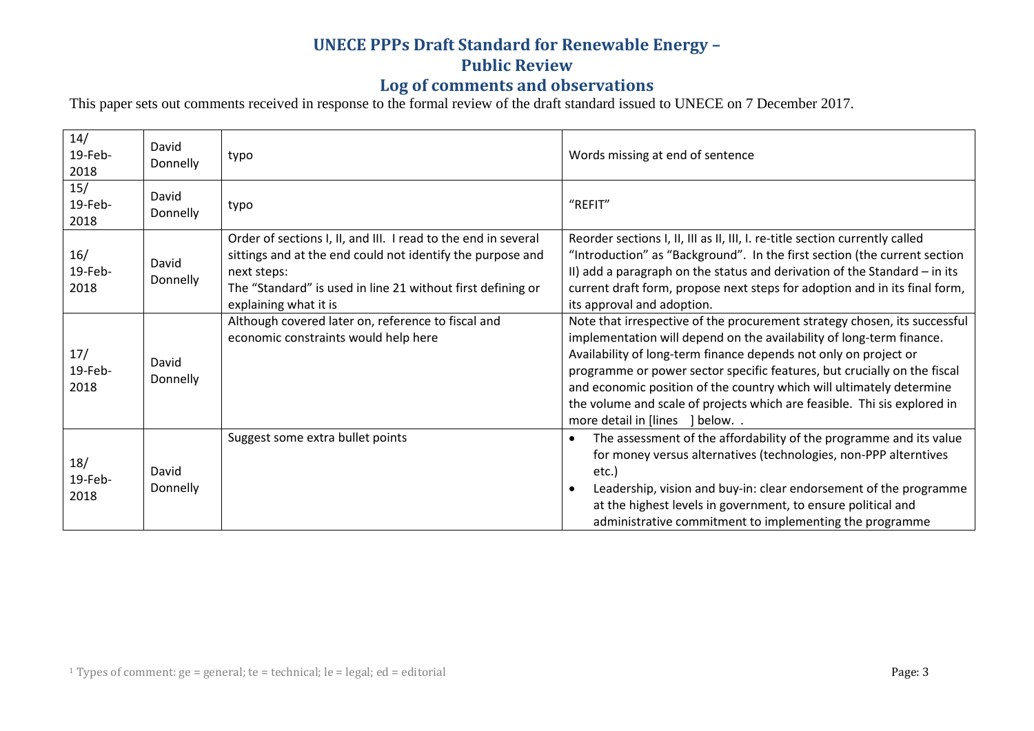# UNECE PPPs Draft Standard for Renewable Energy – Public Review
# Log of comments and observations

This paper sets out comments received in response to the formal review of the draft standard issued to UNECE on 7 December 2017.

| | | | |
|---|---|---|---|
| 14/ 19-Feb-2018 | David Donnelly | typo | Words missing at end of sentence |
| 15/ 19-Feb-2018 | David Donnelly | typo | "REFIT" |
| 16/ 19-Feb-2018 | David Donnelly | Order of sections I, II, and III. I read to the end in several sittings and at the end could not identify the purpose and next steps:<br>The "Standard" is used in line 21 without first defining or explaining what it is | Reorder sections I, II, III as II, III, I. re-title section currently called "Introduction" as "Background". In the first section (the current section II) add a paragraph on the status and derivation of the Standard – in its current draft form, propose next steps for adoption and in its final form, its approval and adoption. |
| 17/ 19-Feb-2018 | David Donnelly | Although covered later on, reference to fiscal and economic constraints would help here | Note that irrespective of the procurement strategy chosen, its successful implementation will depend on the availability of long-term finance. Availability of long-term finance depends not only on project or programme or power sector specific features, but crucially on the fiscal and economic position of the country which will ultimately determine the volume and scale of projects which are feasible. Thi sis explored in more detail in [lines ] below. . |
| 18/ 19-Feb-2018 | David Donnelly | Suggest some extra bullet points | • The assessment of the affordability of the programme and its value for money versus alternatives (technologies, non-PPP alterntives etc.)<br>• Leadership, vision and buy-in: clear endorsement of the programme at the highest levels in government, to ensure political and administrative commitment to implementing the programme |

[1] Types of comment: ge = general; te = technical; le = legal; ed = editorial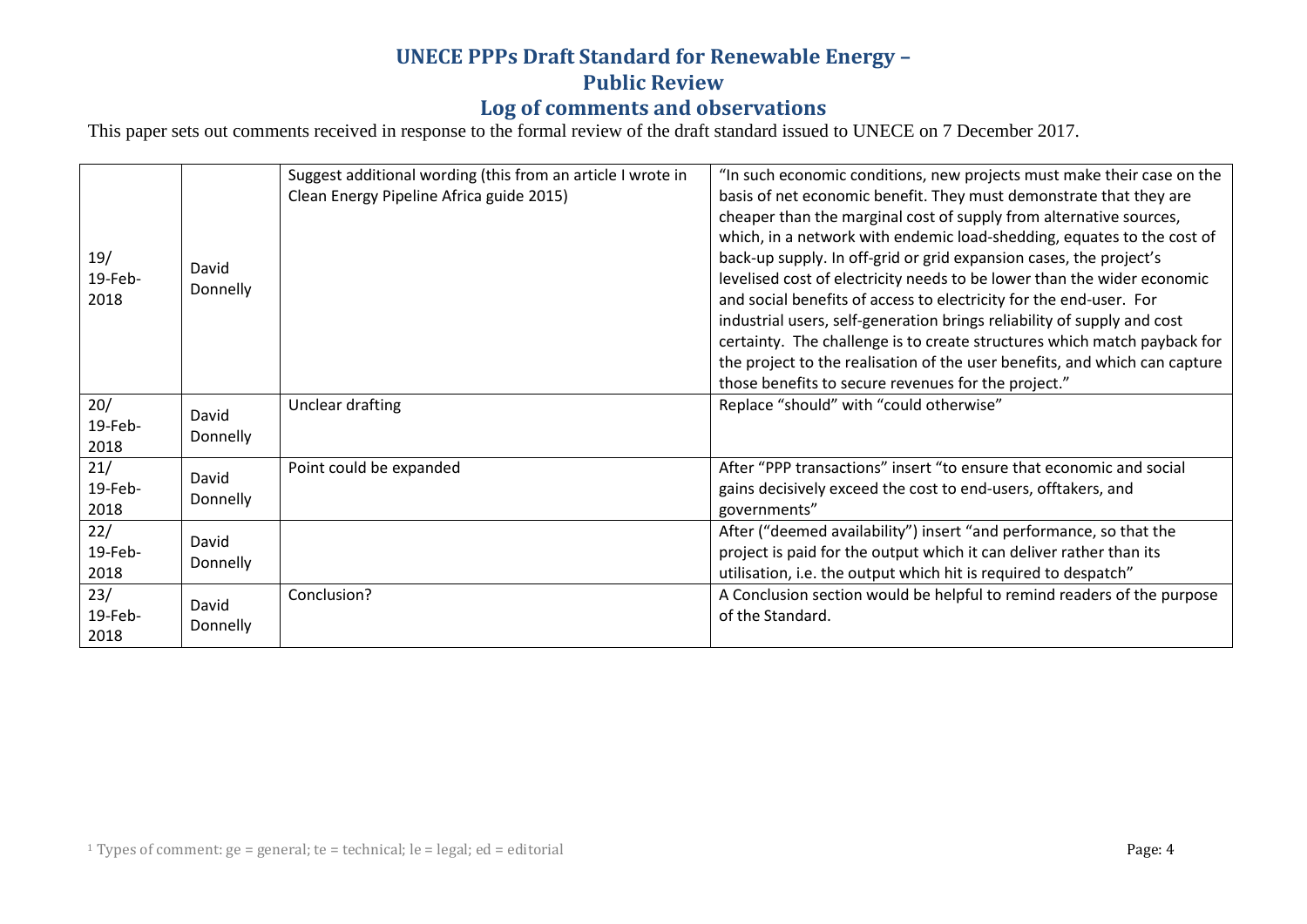# UNECE PPPs Draft Standard for Renewable Energy – Public Review

## Log of comments and observations

This paper sets out comments received in response to the formal review of the draft standard issued to UNECE on 7 December 2017.

| | | | |
|---|---|---|---|
| 19/ 19-Feb-2018 | David Donnelly | Suggest additional wording (this from an article I wrote in Clean Energy Pipeline Africa guide 2015) | "In such economic conditions, new projects must make their case on the basis of net economic benefit. They must demonstrate that they are cheaper than the marginal cost of supply from alternative sources, which, in a network with endemic load-shedding, equates to the cost of back-up supply. In off-grid or grid expansion cases, the project's levelised cost of electricity needs to be lower than the wider economic and social benefits of access to electricity for the end-user. For industrial users, self-generation brings reliability of supply and cost certainty. The challenge is to create structures which match payback for the project to the realisation of the user benefits, and which can capture those benefits to secure revenues for the project." |
| 20/ 19-Feb-2018 | David Donnelly | Unclear drafting | Replace "should" with "could otherwise" |
| 21/ 19-Feb-2018 | David Donnelly | Point could be expanded | After "PPP transactions" insert "to ensure that economic and social gains decisively exceed the cost to end-users, offtakers, and governments" |
| 22/ 19-Feb-2018 | David Donnelly | | After ("deemed availability") insert "and performance, so that the project is paid for the output which it can deliver rather than its utilisation, i.e. the output which hit is required to despatch" |
| 23/ 19-Feb-2018 | David Donnelly | Conclusion? | A Conclusion section would be helpful to remind readers of the purpose of the Standard. |

[1] Types of comment: ge = general; te = technical; le = legal; ed = editorial